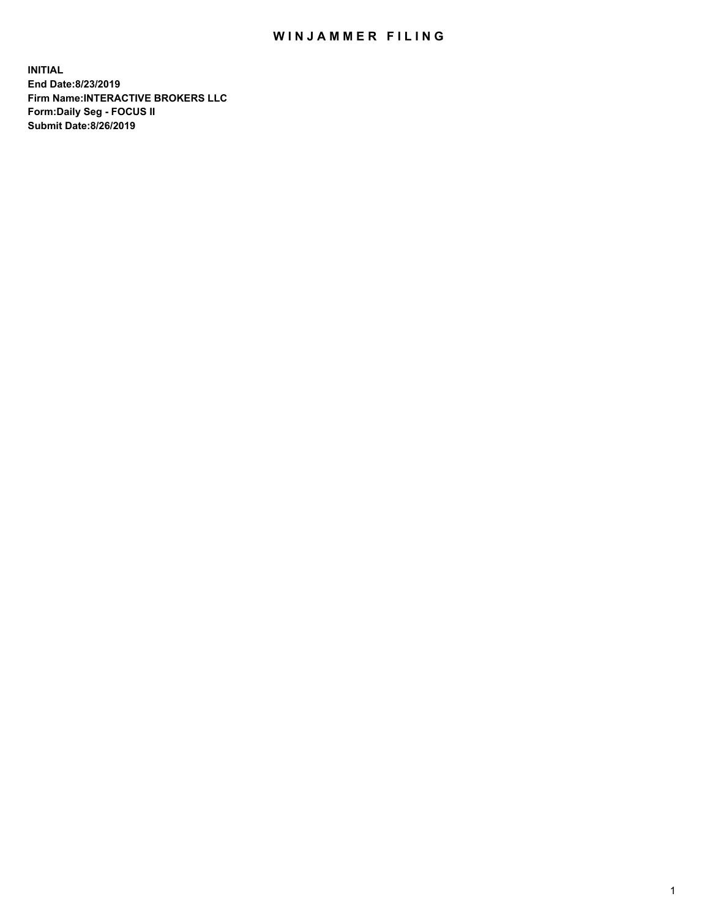# WINJAMMER FILING

**INITIAL**
**End Date:8/23/2019**
**Firm Name:INTERACTIVE BROKERS LLC**
**Form:Daily Seg - FOCUS II**
**Submit Date:8/26/2019**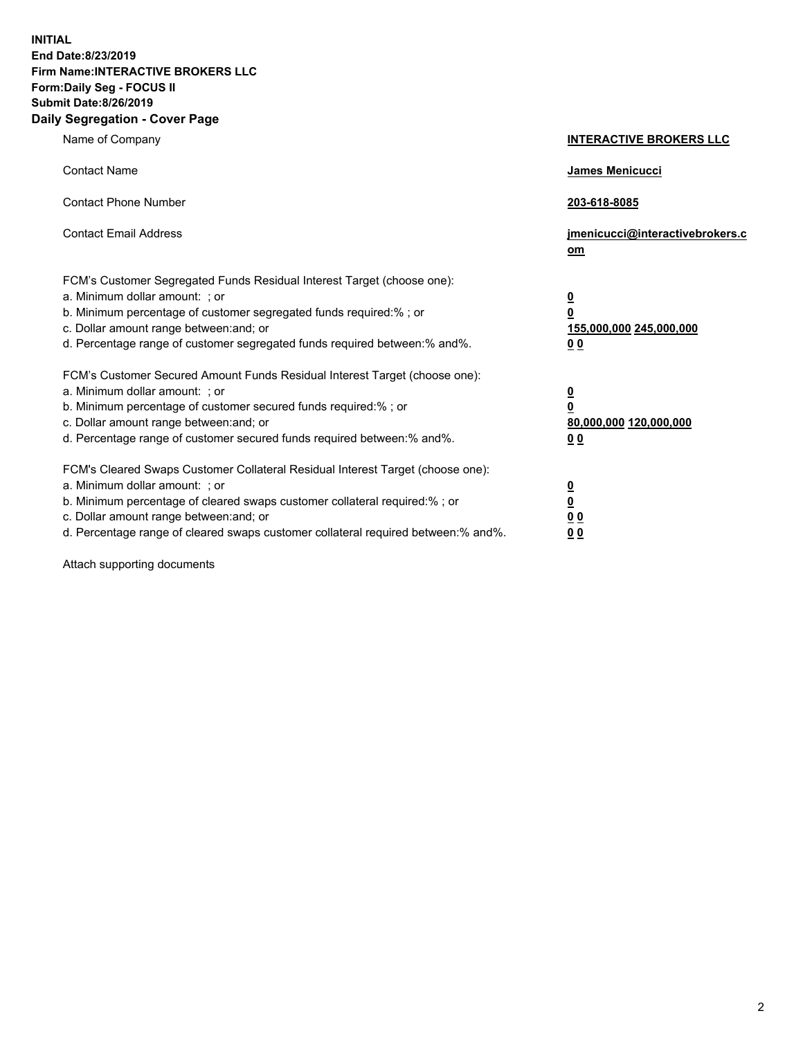**INITIAL**
**End Date:8/23/2019**
**Firm Name:INTERACTIVE BROKERS LLC**
**Form:Daily Seg - FOCUS II**
**Submit Date:8/26/2019**
**Daily Segregation - Cover Page**

| | |
|---|---|
| Name of Company | **INTERACTIVE BROKERS LLC** |
| Contact Name | **James Menicucci** |
| Contact Phone Number | **203-618-8085** |
| Contact Email Address | **jmenicucci@interactivebrokers.com** |
| FCM's Customer Segregated Funds Residual Interest Target (choose one): | |
| a. Minimum dollar amount: ; or | **0** |
| b. Minimum percentage of customer segregated funds required:% ; or | **0** |
| c. Dollar amount range between:and; or | **155,000,000 245,000,000** |
| d. Percentage range of customer segregated funds required between:% and%. | **0 0** |
| FCM's Customer Secured Amount Funds Residual Interest Target (choose one): | |
| a. Minimum dollar amount: ; or | **0** |
| b. Minimum percentage of customer secured funds required:% ; or | **0** |
| c. Dollar amount range between:and; or | **80,000,000 120,000,000** |
| d. Percentage range of customer secured funds required between:% and%. | **0 0** |
| FCM's Cleared Swaps Customer Collateral Residual Interest Target (choose one): | |
| a. Minimum dollar amount: ; or | **0** |
| b. Minimum percentage of cleared swaps customer collateral required:% ; or | **0** |
| c. Dollar amount range between:and; or | **0 0** |
| d. Percentage range of cleared swaps customer collateral required between:% and%. | **0 0** |

Attach supporting documents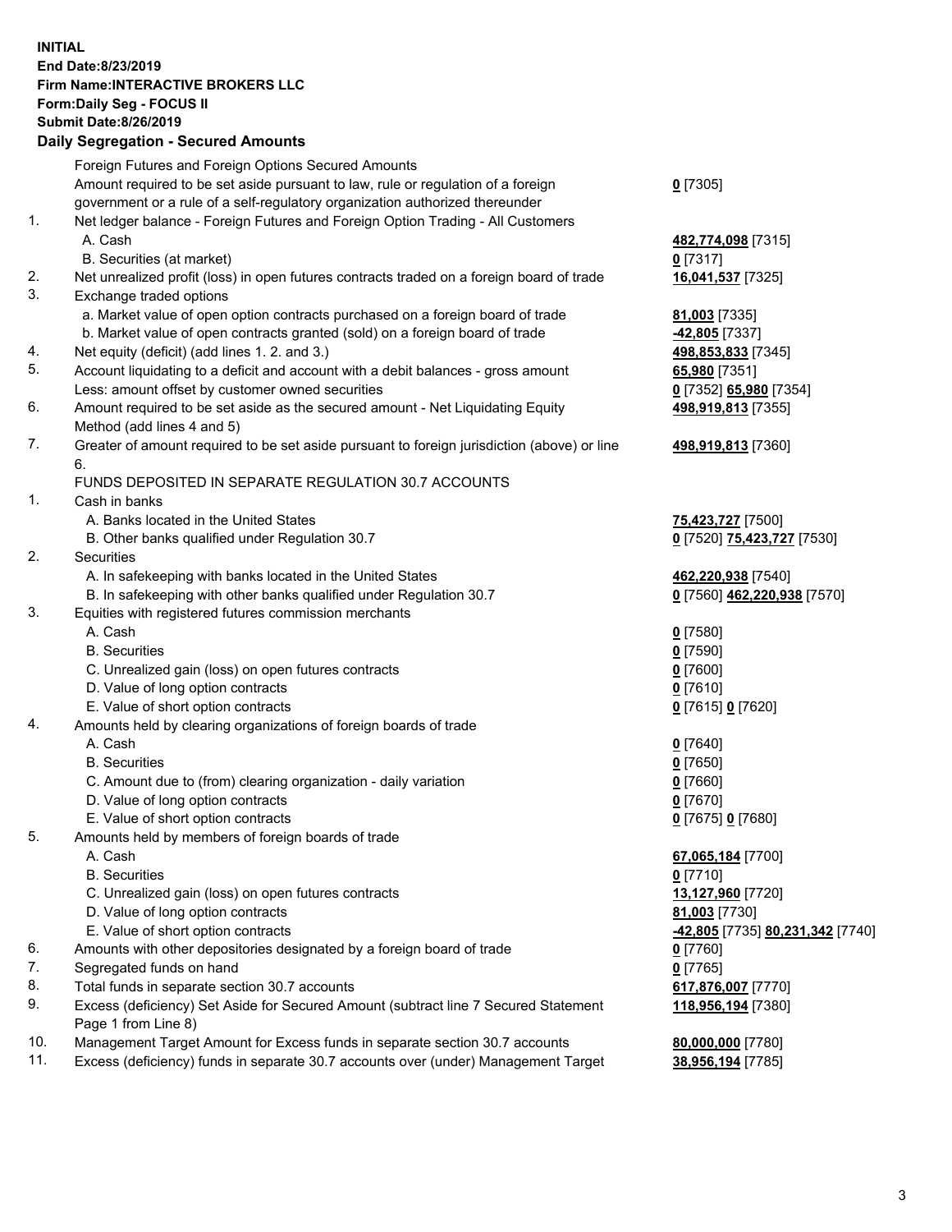**INITIAL**
**End Date:8/23/2019**
**Firm Name:INTERACTIVE BROKERS LLC**
**Form:Daily Seg - FOCUS II**
**Submit Date:8/26/2019**

## Daily Segregation - Secured Amounts

| | | |
|---|---|---|
| | Foreign Futures and Foreign Options Secured Amounts | |
| | Amount required to be set aside pursuant to law, rule or regulation of a foreign government or a rule of a self-regulatory organization authorized thereunder | **0** [7305] |
| 1. | Net ledger balance - Foreign Futures and Foreign Option Trading - All Customers | |
| | A. Cash | **482,774,098** [7315] |
| | B. Securities (at market) | **0** [7317] |
| 2. | Net unrealized profit (loss) in open futures contracts traded on a foreign board of trade | **16,041,537** [7325] |
| 3. | Exchange traded options | |
| | a. Market value of open option contracts purchased on a foreign board of trade | **81,003** [7335] |
| | b. Market value of open contracts granted (sold) on a foreign board of trade | **-42,805** [7337] |
| 4. | Net equity (deficit) (add lines 1. 2. and 3.) | **498,853,833** [7345] |
| 5. | Account liquidating to a deficit and account with a debit balances - gross amount | **65,980** [7351] |
| | Less: amount offset by customer owned securities | **0** [7352] **65,980** [7354] |
| 6. | Amount required to be set aside as the secured amount - Net Liquidating Equity Method (add lines 4 and 5) | **498,919,813** [7355] |
| 7. | Greater of amount required to be set aside pursuant to foreign jurisdiction (above) or line 6. | **498,919,813** [7360] |
| | FUNDS DEPOSITED IN SEPARATE REGULATION 30.7 ACCOUNTS | |
| 1. | Cash in banks | |
| | A. Banks located in the United States | **75,423,727** [7500] |
| | B. Other banks qualified under Regulation 30.7 | **0** [7520] **75,423,727** [7530] |
| 2. | Securities | |
| | A. In safekeeping with banks located in the United States | **462,220,938** [7540] |
| | B. In safekeeping with other banks qualified under Regulation 30.7 | **0** [7560] **462,220,938** [7570] |
| 3. | Equities with registered futures commission merchants | |
| | A. Cash | **0** [7580] |
| | B. Securities | **0** [7590] |
| | C. Unrealized gain (loss) on open futures contracts | **0** [7600] |
| | D. Value of long option contracts | **0** [7610] |
| | E. Value of short option contracts | **0** [7615] **0** [7620] |
| 4. | Amounts held by clearing organizations of foreign boards of trade | |
| | A. Cash | **0** [7640] |
| | B. Securities | **0** [7650] |
| | C. Amount due to (from) clearing organization - daily variation | **0** [7660] |
| | D. Value of long option contracts | **0** [7670] |
| | E. Value of short option contracts | **0** [7675] **0** [7680] |
| 5. | Amounts held by members of foreign boards of trade | |
| | A. Cash | **67,065,184** [7700] |
| | B. Securities | **0** [7710] |
| | C. Unrealized gain (loss) on open futures contracts | **13,127,960** [7720] |
| | D. Value of long option contracts | **81,003** [7730] |
| | E. Value of short option contracts | **-42,805** [7735] **80,231,342** [7740] |
| 6. | Amounts with other depositories designated by a foreign board of trade | **0** [7760] |
| 7. | Segregated funds on hand | **0** [7765] |
| 8. | Total funds in separate section 30.7 accounts | **617,876,007** [7770] |
| 9. | Excess (deficiency) Set Aside for Secured Amount (subtract line 7 Secured Statement Page 1 from Line 8) | **118,956,194** [7380] |
| 10. | Management Target Amount for Excess funds in separate section 30.7 accounts | **80,000,000** [7780] |
| 11. | Excess (deficiency) funds in separate 30.7 accounts over (under) Management Target | **38,956,194** [7785] |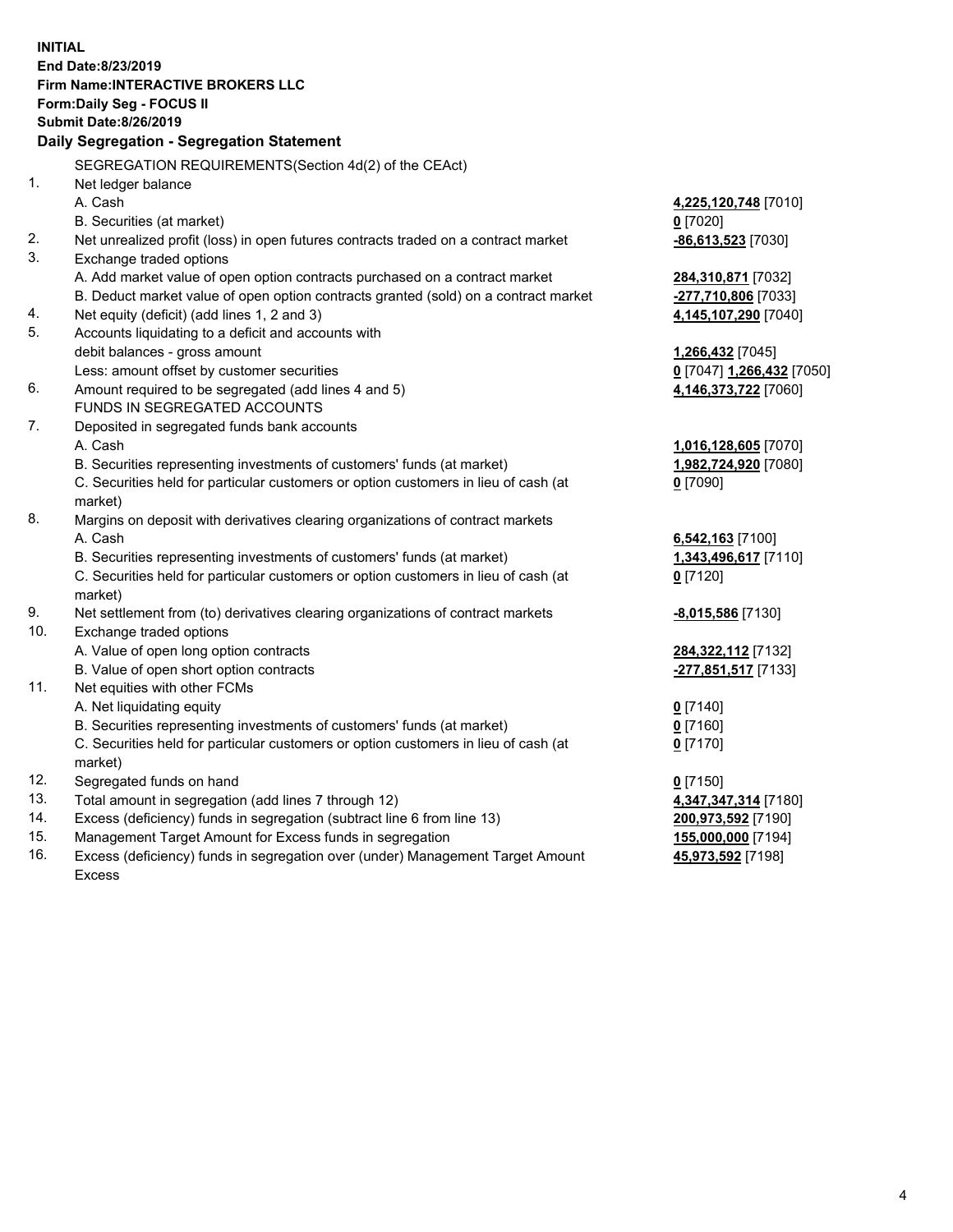**INITIAL**
**End Date:8/23/2019**
**Firm Name:INTERACTIVE BROKERS LLC**
**Form:Daily Seg - FOCUS II**
**Submit Date:8/26/2019**

**Daily Segregation - Segregation Statement**

SEGREGATION REQUIREMENTS(Section 4d(2) of the CEAct)

| | | |
|---|---|---|
| 1. | Net ledger balance | |
| | A. Cash | **4,225,120,748** [7010] |
| | B. Securities (at market) | **0** [7020] |
| 2. | Net unrealized profit (loss) in open futures contracts traded on a contract market | **-86,613,523** [7030] |
| 3. | Exchange traded options | |
| | A. Add market value of open option contracts purchased on a contract market | **284,310,871** [7032] |
| | B. Deduct market value of open option contracts granted (sold) on a contract market | **-277,710,806** [7033] |
| 4. | Net equity (deficit) (add lines 1, 2 and 3) | **4,145,107,290** [7040] |
| 5. | Accounts liquidating to a deficit and accounts with debit balances - gross amount | **1,266,432** [7045] |
| | Less: amount offset by customer securities | **0** [7047] **1,266,432** [7050] |
| 6. | Amount required to be segregated (add lines 4 and 5) | **4,146,373,722** [7060] |
| | FUNDS IN SEGREGATED ACCOUNTS | |
| 7. | Deposited in segregated funds bank accounts | |
| | A. Cash | **1,016,128,605** [7070] |
| | B. Securities representing investments of customers' funds (at market) | **1,982,724,920** [7080] |
| | C. Securities held for particular customers or option customers in lieu of cash (at market) | **0** [7090] |
| 8. | Margins on deposit with derivatives clearing organizations of contract markets | |
| | A. Cash | **6,542,163** [7100] |
| | B. Securities representing investments of customers' funds (at market) | **1,343,496,617** [7110] |
| | C. Securities held for particular customers or option customers in lieu of cash (at market) | **0** [7120] |
| 9. | Net settlement from (to) derivatives clearing organizations of contract markets | **-8,015,586** [7130] |
| 10. | Exchange traded options | |
| | A. Value of open long option contracts | **284,322,112** [7132] |
| | B. Value of open short option contracts | **-277,851,517** [7133] |
| 11. | Net equities with other FCMs | |
| | A. Net liquidating equity | **0** [7140] |
| | B. Securities representing investments of customers' funds (at market) | **0** [7160] |
| | C. Securities held for particular customers or option customers in lieu of cash (at market) | **0** [7170] |
| 12. | Segregated funds on hand | **0** [7150] |
| 13. | Total amount in segregation (add lines 7 through 12) | **4,347,347,314** [7180] |
| 14. | Excess (deficiency) funds in segregation (subtract line 6 from line 13) | **200,973,592** [7190] |
| 15. | Management Target Amount for Excess funds in segregation | **155,000,000** [7194] |
| 16. | Excess (deficiency) funds in segregation over (under) Management Target Amount Excess | **45,973,592** [7198] |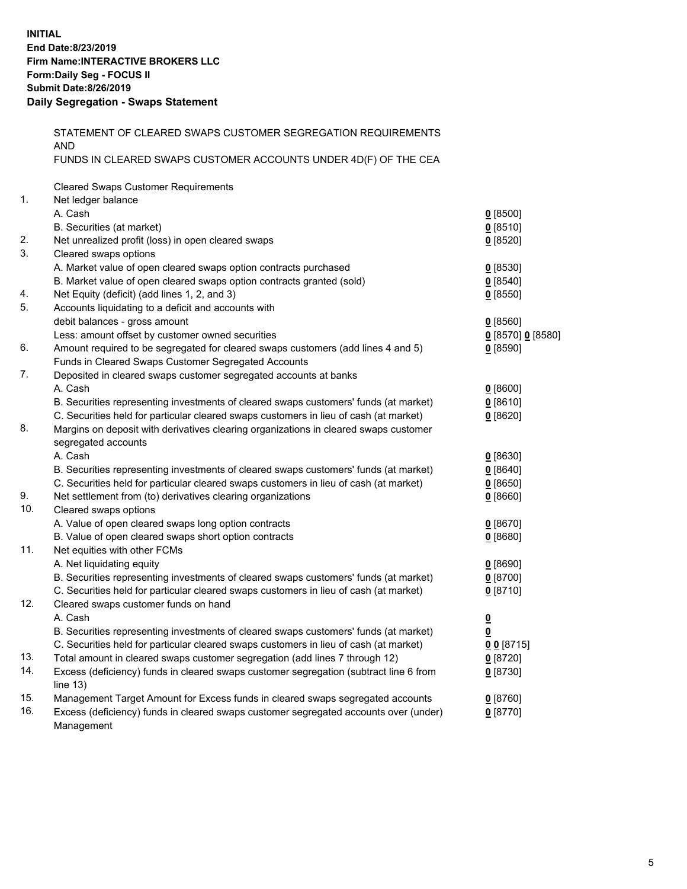**INITIAL**
**End Date:8/23/2019**
**Firm Name:INTERACTIVE BROKERS LLC**
**Form:Daily Seg - FOCUS II**
**Submit Date:8/26/2019**
**Daily Segregation - Swaps Statement**

STATEMENT OF CLEARED SWAPS CUSTOMER SEGREGATION REQUIREMENTS AND FUNDS IN CLEARED SWAPS CUSTOMER ACCOUNTS UNDER 4D(F) OF THE CEA

| | | |
|---|---|---|
| | Cleared Swaps Customer Requirements | |
| 1. | Net ledger balance | |
| | A. Cash | 0 [8500] |
| | B. Securities (at market) | 0 [8510] |
| 2. | Net unrealized profit (loss) in open cleared swaps | 0 [8520] |
| 3. | Cleared swaps options | |
| | A. Market value of open cleared swaps option contracts purchased | 0 [8530] |
| | B. Market value of open cleared swaps option contracts granted (sold) | 0 [8540] |
| 4. | Net Equity (deficit) (add lines 1, 2, and 3) | 0 [8550] |
| 5. | Accounts liquidating to a deficit and accounts with debit balances - gross amount | 0 [8560] |
| | Less: amount offset by customer owned securities | 0 [8570] 0 [8580] |
| 6. | Amount required to be segregated for cleared swaps customers (add lines 4 and 5) | 0 [8590] |
| | Funds in Cleared Swaps Customer Segregated Accounts | |
| 7. | Deposited in cleared swaps customer segregated accounts at banks | |
| | A. Cash | 0 [8600] |
| | B. Securities representing investments of cleared swaps customers' funds (at market) | 0 [8610] |
| | C. Securities held for particular cleared swaps customers in lieu of cash (at market) | 0 [8620] |
| 8. | Margins on deposit with derivatives clearing organizations in cleared swaps customer segregated accounts | |
| | A. Cash | 0 [8630] |
| | B. Securities representing investments of cleared swaps customers' funds (at market) | 0 [8640] |
| | C. Securities held for particular cleared swaps customers in lieu of cash (at market) | 0 [8650] |
| 9. | Net settlement from (to) derivatives clearing organizations | 0 [8660] |
| 10. | Cleared swaps options | |
| | A. Value of open cleared swaps long option contracts | 0 [8670] |
| | B. Value of open cleared swaps short option contracts | 0 [8680] |
| 11. | Net equities with other FCMs | |
| | A. Net liquidating equity | 0 [8690] |
| | B. Securities representing investments of cleared swaps customers' funds (at market) | 0 [8700] |
| | C. Securities held for particular cleared swaps customers in lieu of cash (at market) | 0 [8710] |
| 12. | Cleared swaps customer funds on hand | |
| | A. Cash | 0 |
| | B. Securities representing investments of cleared swaps customers' funds (at market) | 0 |
| | C. Securities held for particular cleared swaps customers in lieu of cash (at market) | 0 0 [8715] |
| 13. | Total amount in cleared swaps customer segregation (add lines 7 through 12) | 0 [8720] |
| 14. | Excess (deficiency) funds in cleared swaps customer segregation (subtract line 6 from line 13) | 0 [8730] |
| 15. | Management Target Amount for Excess funds in cleared swaps segregated accounts | 0 [8760] |
| 16. | Excess (deficiency) funds in cleared swaps customer segregated accounts over (under) Management | 0 [8770] |